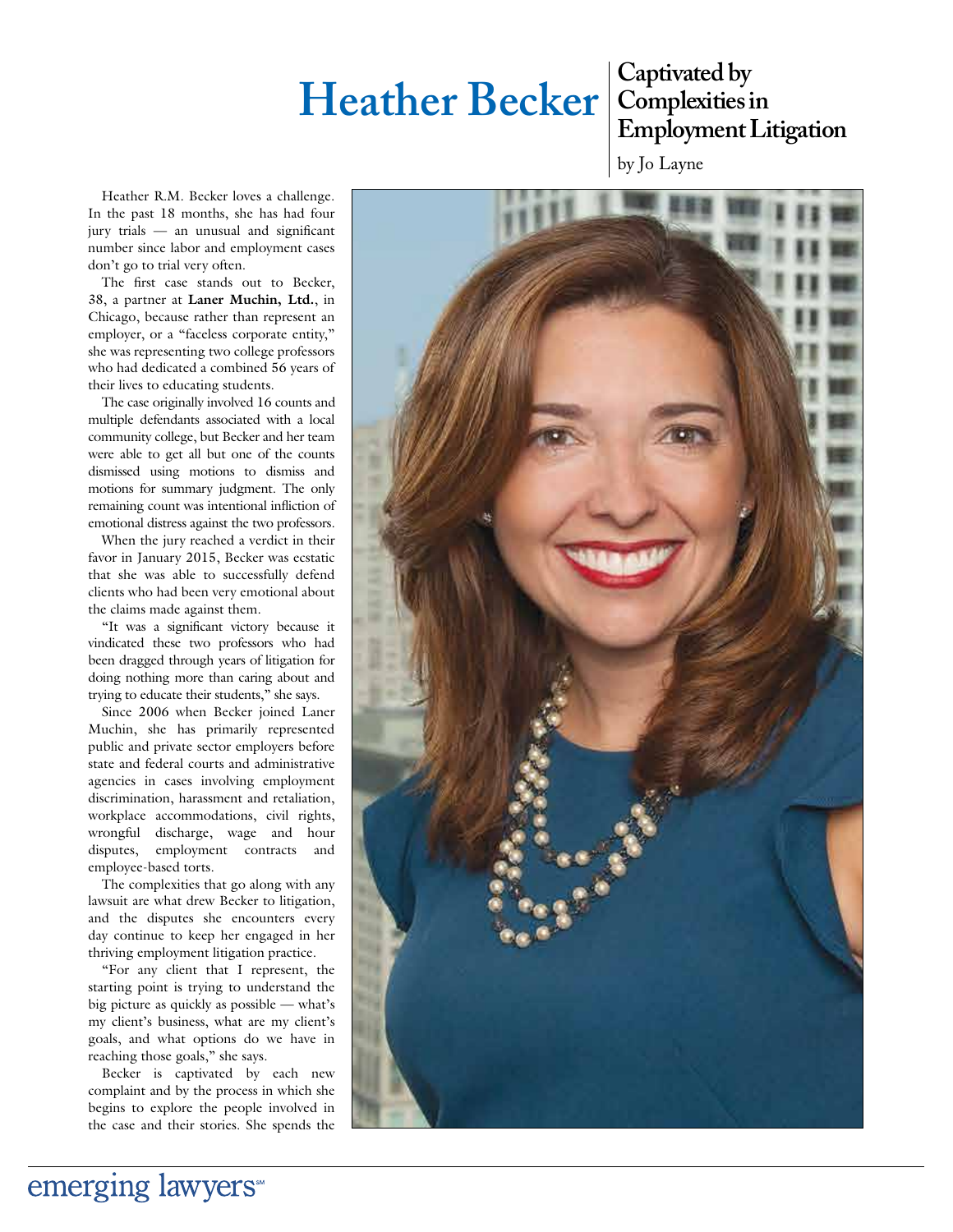# Heather Becker

## Captivated by Complexities in Employment Litigation

by Jo Layne

Heather R.M. Becker loves a challenge. In the past 18 months, she has had four jury trials — an unusual and significant number since labor and employment cases don't go to trial very often.

The first case stands out to Becker, 38, a partner at **Laner Muchin, Ltd.**, in Chicago, because rather than represent an employer, or a "faceless corporate entity," she was representing two college professors who had dedicated a combined 56 years of their lives to educating students.

The case originally involved 16 counts and multiple defendants associated with a local community college, but Becker and her team were able to get all but one of the counts dismissed using motions to dismiss and motions for summary judgment. The only remaining count was intentional infliction of emotional distress against the two professors.

When the jury reached a verdict in their favor in January 2015, Becker was ecstatic that she was able to successfully defend clients who had been very emotional about the claims made against them.

"It was a significant victory because it vindicated these two professors who had been dragged through years of litigation for doing nothing more than caring about and trying to educate their students," she says.

Since 2006 when Becker joined Laner Muchin, she has primarily represented public and private sector employers before state and federal courts and administrative agencies in cases involving employment discrimination, harassment and retaliation, workplace accommodations, civil rights, wrongful discharge, wage and hour disputes, employment contracts and employee-based torts.

The complexities that go along with any lawsuit are what drew Becker to litigation, and the disputes she encounters every day continue to keep her engaged in her thriving employment litigation practice.

"For any client that I represent, the starting point is trying to understand the big picture as quickly as possible — what's my client's business, what are my client's goals, and what options do we have in reaching those goals," she says.

Becker is captivated by each new complaint and by the process in which she begins to explore the people involved in the case and their stories. She spends the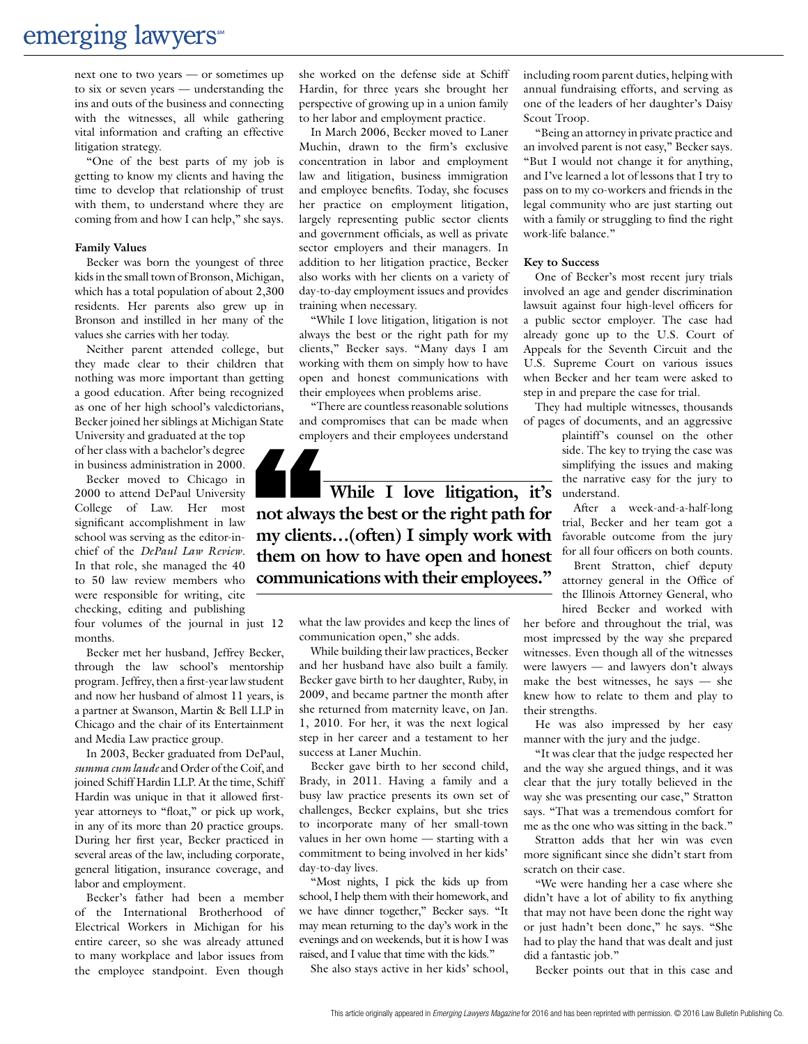next one to two years — or sometimes up to six or seven years — understanding the ins and outs of the business and connecting with the witnesses, all while gathering vital information and crafting an effective litigation strategy.

"One of the best parts of my job is getting to know my clients and having the time to develop that relationship of trust with them, to understand where they are coming from and how I can help," she says.

**Family Values**

Becker was born the youngest of three kids in the small town of Bronson, Michigan, which has a total population of about 2,300 residents. Her parents also grew up in Bronson and instilled in her many of the values she carries with her today.

Neither parent attended college, but they made clear to their children that nothing was more important than getting a good education. After being recognized as one of her high school's valedictorians, Becker joined her siblings at Michigan State University and graduated at the top of her class with a bachelor's degree in business administration in 2000.

Becker moved to Chicago in 2000 to attend DePaul University College of Law. Her most significant accomplishment in law school was serving as the editor-in-chief of the *DePaul Law Review*. In that role, she managed the 40 to 50 law review members who were responsible for writing, cite checking, editing and publishing four volumes of the journal in just 12 months.

Becker met her husband, Jeffrey Becker, through the law school's mentorship program. Jeffrey, then a first-year law student and now her husband of almost 11 years, is a partner at Swanson, Martin & Bell LLP in Chicago and the chair of its Entertainment and Media Law practice group.

In 2003, Becker graduated from DePaul, ***summa cum laude*** and Order of the Coif, and joined Schiff Hardin LLP. At the time, Schiff Hardin was unique in that it allowed first-year attorneys to "float," or pick up work, in any of its more than 20 practice groups. During her first year, Becker practiced in several areas of the law, including corporate, general litigation, insurance coverage, and labor and employment.

Becker's father had been a member of the International Brotherhood of Electrical Workers in Michigan for his entire career, so she was already attuned to many workplace and labor issues from the employee standpoint. Even though she worked on the defense side at Schiff Hardin, for three years she brought her perspective of growing up in a union family to her labor and employment practice.

In March 2006, Becker moved to Laner Muchin, drawn to the firm's exclusive concentration in labor and employment law and litigation, business immigration and employee benefits. Today, she focuses her practice on employment litigation, largely representing public sector clients and government officials, as well as private sector employers and their managers. In addition to her litigation practice, Becker also works with her clients on a variety of day-to-day employment issues and provides training when necessary.

"While I love litigation, litigation is not always the best or the right path for my clients," Becker says. "Many days I am working with them on simply how to have open and honest communications with their employees when problems arise.

"There are countless reasonable solutions and compromises that can be made when employers and their employees understand what the law provides and keep the lines of communication open," she adds.

> **"While I love litigation, it's not always the best or the right path for my clients…(often) I simply work with them on how to have open and honest communications with their employees."**

While building their law practices, Becker and her husband have also built a family. Becker gave birth to her daughter, Ruby, in 2009, and became partner the month after she returned from maternity leave, on Jan. 1, 2010. For her, it was the next logical step in her career and a testament to her success at Laner Muchin.

Becker gave birth to her second child, Brady, in 2011. Having a family and a busy law practice presents its own set of challenges, Becker explains, but she tries to incorporate many of her small-town values in her own home — starting with a commitment to being involved in her kids' day-to-day lives.

"Most nights, I pick the kids up from school, I help them with their homework, and we have dinner together," Becker says. "It may mean returning to the day's work in the evenings and on weekends, but it is how I was raised, and I value that time with the kids."

She also stays active in her kids' school, including room parent duties, helping with annual fundraising efforts, and serving as one of the leaders of her daughter's Daisy Scout Troop.

"Being an attorney in private practice and an involved parent is not easy," Becker says. "But I would not change it for anything, and I've learned a lot of lessons that I try to pass on to my co-workers and friends in the legal community who are just starting out with a family or struggling to find the right work-life balance."

**Key to Success**

One of Becker's most recent jury trials involved an age and gender discrimination lawsuit against four high-level officers for a public sector employer. The case had already gone up to the U.S. Court of Appeals for the Seventh Circuit and the U.S. Supreme Court on various issues when Becker and her team were asked to step in and prepare the case for trial.

They had multiple witnesses, thousands of pages of documents, and an aggressive plaintiff's counsel on the other side. The key to trying the case was simplifying the issues and making the narrative easy for the jury to understand.

After a week-and-a-half-long trial, Becker and her team got a favorable outcome from the jury for all four officers on both counts.

Brent Stratton, chief deputy attorney general in the Office of the Illinois Attorney General, who hired Becker and worked with her before and throughout the trial, was most impressed by the way she prepared witnesses. Even though all of the witnesses were lawyers — and lawyers don't always make the best witnesses, he says — she knew how to relate to them and play to their strengths.

He was also impressed by her easy manner with the jury and the judge.

"It was clear that the judge respected her and the way she argued things, and it was clear that the jury totally believed in the way she was presenting our case," Stratton says. "That was a tremendous comfort for me as the one who was sitting in the back."

Stratton adds that her win was even more significant since she didn't start from scratch on their case.

"We were handing her a case where she didn't have a lot of ability to fix anything that may not have been done the right way or just hadn't been done," he says. "She had to play the hand that was dealt and just did a fantastic job."

Becker points out that in this case and

This article originally appeared in *Emerging Lawyers Magazine* for 2016 and has been reprinted with permission. © 2016 Law Bulletin Publishing Co.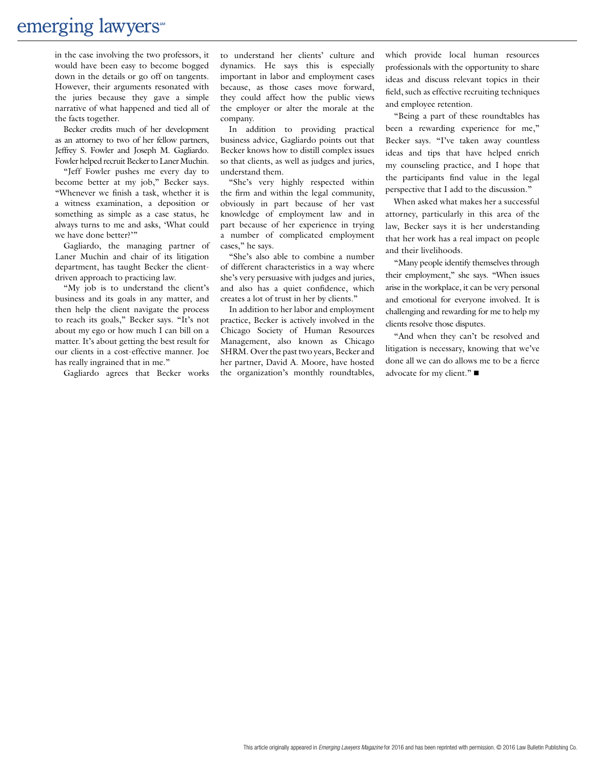in the case involving the two professors, it would have been easy to become bogged down in the details or go off on tangents. However, their arguments resonated with the juries because they gave a simple narrative of what happened and tied all of the facts together.

Becker credits much of her development as an attorney to two of her fellow partners, Jeffrey S. Fowler and Joseph M. Gagliardo. Fowler helped recruit Becker to Laner Muchin.

"Jeff Fowler pushes me every day to become better at my job," Becker says. "Whenever we finish a task, whether it is a witness examination, a deposition or something as simple as a case status, he always turns to me and asks, 'What could we have done better?'"

Gagliardo, the managing partner of Laner Muchin and chair of its litigation department, has taught Becker the client-driven approach to practicing law.

"My job is to understand the client's business and its goals in any matter, and then help the client navigate the process to reach its goals," Becker says. "It's not about my ego or how much I can bill on a matter. It's about getting the best result for our clients in a cost-effective manner. Joe has really ingrained that in me."

Gagliardo agrees that Becker works to understand her clients' culture and dynamics. He says this is especially important in labor and employment cases because, as those cases move forward, they could affect how the public views the employer or alter the morale at the company.

In addition to providing practical business advice, Gagliardo points out that Becker knows how to distill complex issues so that clients, as well as judges and juries, understand them.

"She's very highly respected within the firm and within the legal community, obviously in part because of her vast knowledge of employment law and in part because of her experience in trying a number of complicated employment cases," he says.

"She's also able to combine a number of different characteristics in a way where she's very persuasive with judges and juries, and also has a quiet confidence, which creates a lot of trust in her by clients."

In addition to her labor and employment practice, Becker is actively involved in the Chicago Society of Human Resources Management, also known as Chicago SHRM. Over the past two years, Becker and her partner, David A. Moore, have hosted the organization's monthly roundtables, which provide local human resources professionals with the opportunity to share ideas and discuss relevant topics in their field, such as effective recruiting techniques and employee retention.

"Being a part of these roundtables has been a rewarding experience for me," Becker says. "I've taken away countless ideas and tips that have helped enrich my counseling practice, and I hope that the participants find value in the legal perspective that I add to the discussion."

When asked what makes her a successful attorney, particularly in this area of the law, Becker says it is her understanding that her work has a real impact on people and their livelihoods.

"Many people identify themselves through their employment," she says. "When issues arise in the workplace, it can be very personal and emotional for everyone involved. It is challenging and rewarding for me to help my clients resolve those disputes.

"And when they can't be resolved and litigation is necessary, knowing that we've done all we can do allows me to be a fierce advocate for my client." ■

This article originally appeared in *Emerging Lawyers Magazine* for 2016 and has been reprinted with permission. © 2016 Law Bulletin Publishing Co.